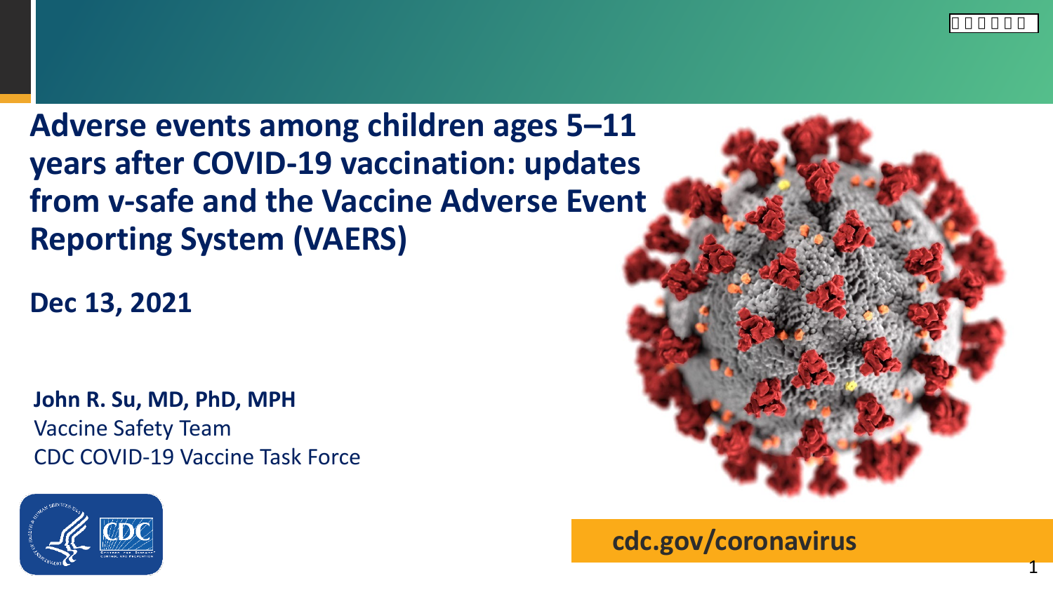# Adverse events among children ages 5–11 years after COVID-19 vaccination: updates from v-safe and the Vaccine Adverse Event Reporting System (VAERS)

**Dec 13, 2021**

**John R. Su, MD, PhD, MPH**
Vaccine Safety Team
CDC COVID-19 Vaccine Task Force

**cdc.gov/coronavirus**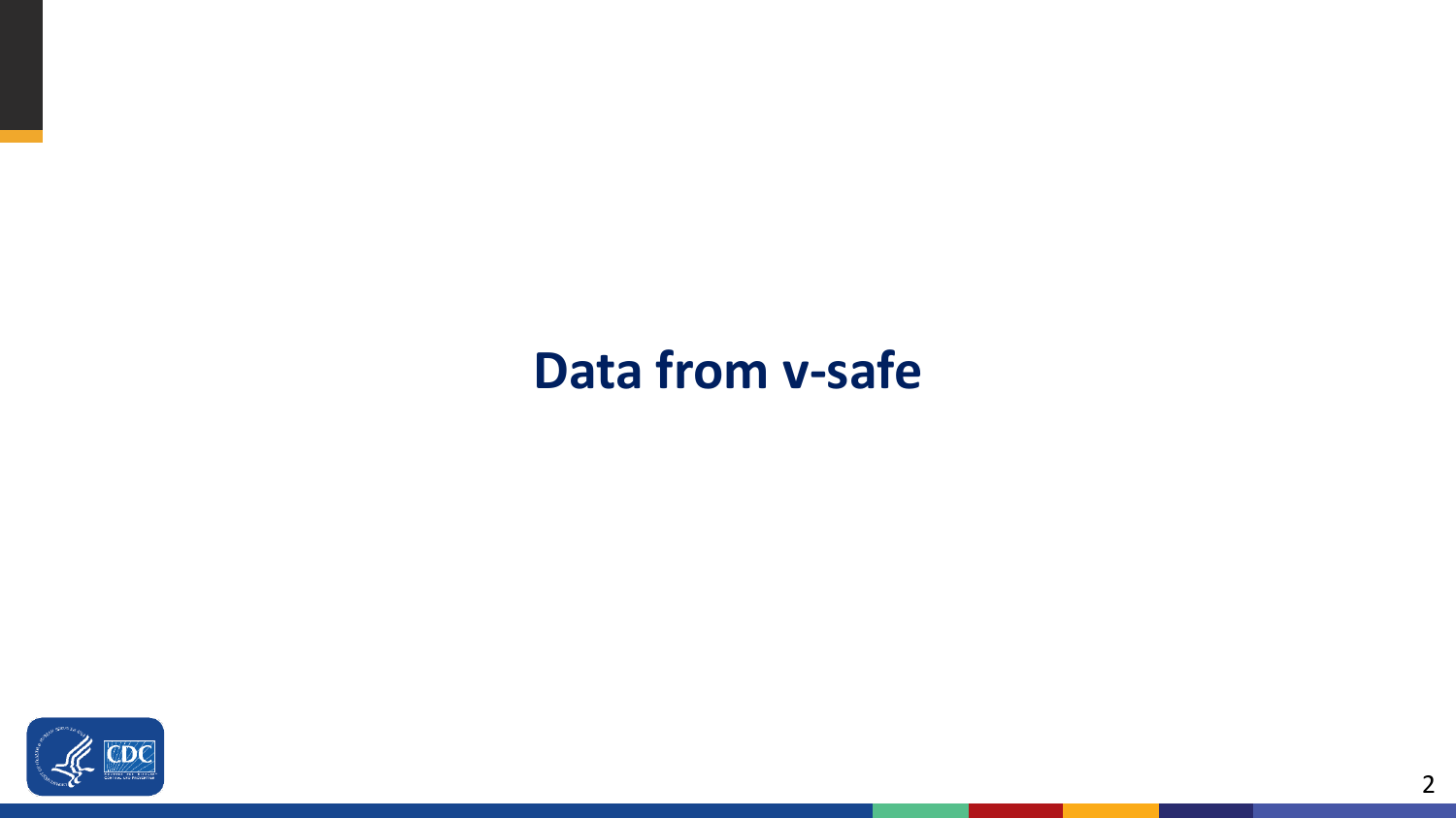# Data from v-safe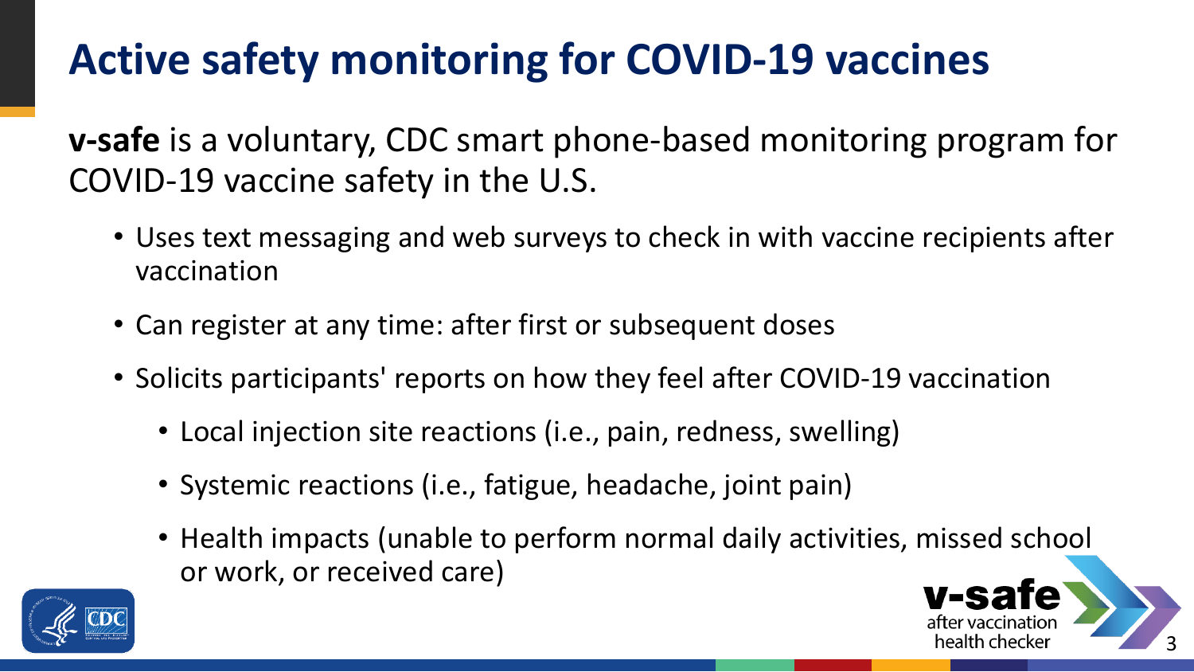# Active safety monitoring for COVID-19 vaccines

**v-safe** is a voluntary, CDC smart phone-based monitoring program for COVID-19 vaccine safety in the U.S.

- Uses text messaging and web surveys to check in with vaccine recipients after vaccination
- Can register at any time: after first or subsequent doses
- Solicits participants' reports on how they feel after COVID-19 vaccination
  - Local injection site reactions (i.e., pain, redness, swelling)
  - Systemic reactions (i.e., fatigue, headache, joint pain)
  - Health impacts (unable to perform normal daily activities, missed school or work, or received care)

v-safe after vaccination health checker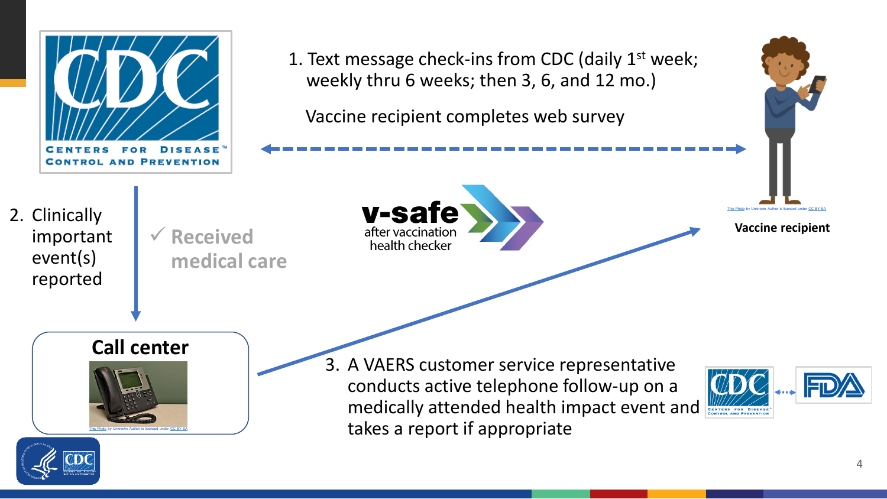1. Text message check-ins from CDC (daily 1st week; weekly thru 6 weeks; then 3, 6, and 12 mo.)

Vaccine recipient completes web survey

**Vaccine recipient**

v-safe after vaccination health checker

2. Clinically important event(s) reported

✓ **Received medical care**

**Call center**

3. A VAERS customer service representative conducts active telephone follow-up on a medically attended health impact event and takes a report if appropriate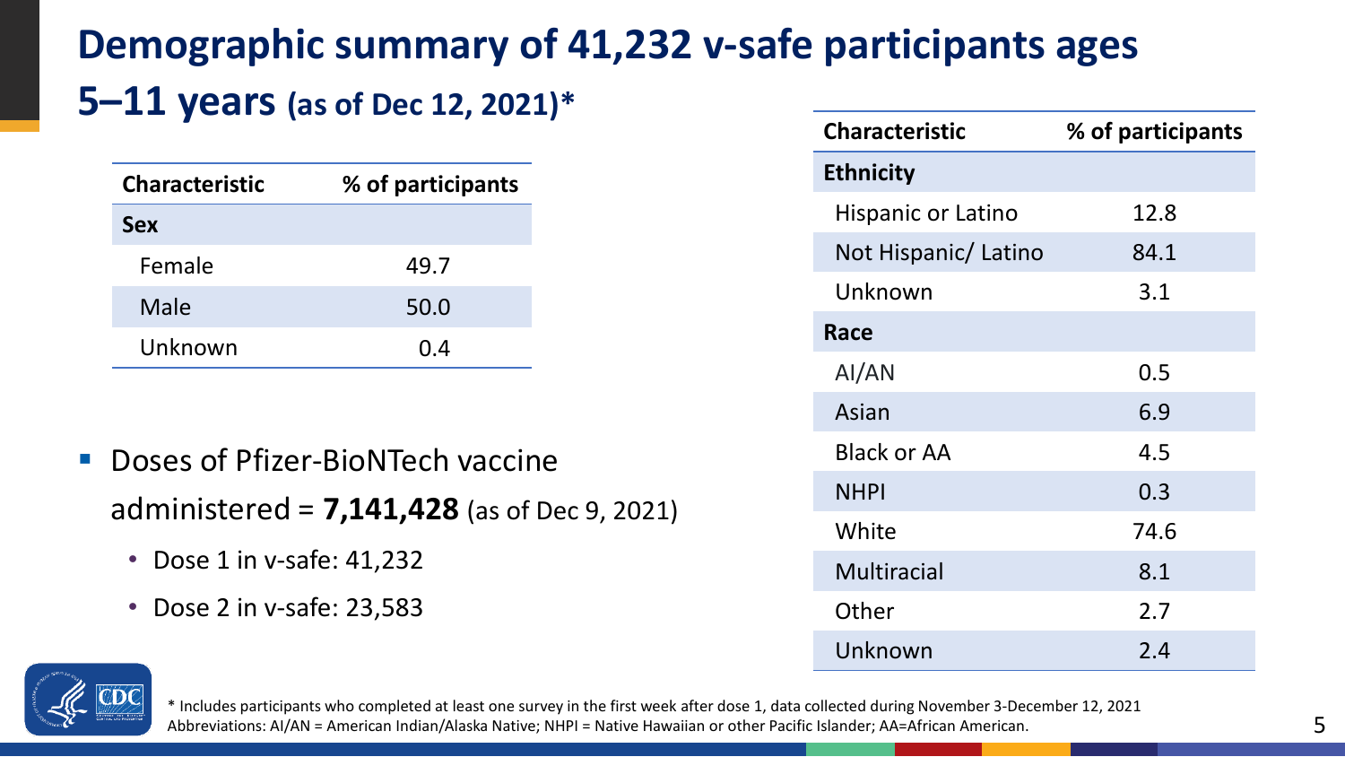# Demographic summary of 41,232 v-safe participants ages 5–11 years (as of Dec 12, 2021)*

| Characteristic | % of participants |
|---|---|
| **Sex** | |
| Female | 49.7 |
| Male | 50.0 |
| Unknown | 0.4 |

- Doses of Pfizer-BioNTech vaccine administered = **7,141,428** (as of Dec 9, 2021)
  - Dose 1 in v-safe: 41,232
  - Dose 2 in v-safe: 23,583

| Characteristic | % of participants |
|---|---|
| **Ethnicity** | |
| Hispanic or Latino | 12.8 |
| Not Hispanic/ Latino | 84.1 |
| Unknown | 3.1 |
| **Race** | |
| AI/AN | 0.5 |
| Asian | 6.9 |
| Black or AA | 4.5 |
| NHPI | 0.3 |
| White | 74.6 |
| Multiracial | 8.1 |
| Other | 2.7 |
| Unknown | 2.4 |

* Includes participants who completed at least one survey in the first week after dose 1, data collected during November 3-December 12, 2021
Abbreviations: AI/AN = American Indian/Alaska Native; NHPI = Native Hawaiian or other Pacific Islander; AA=African American.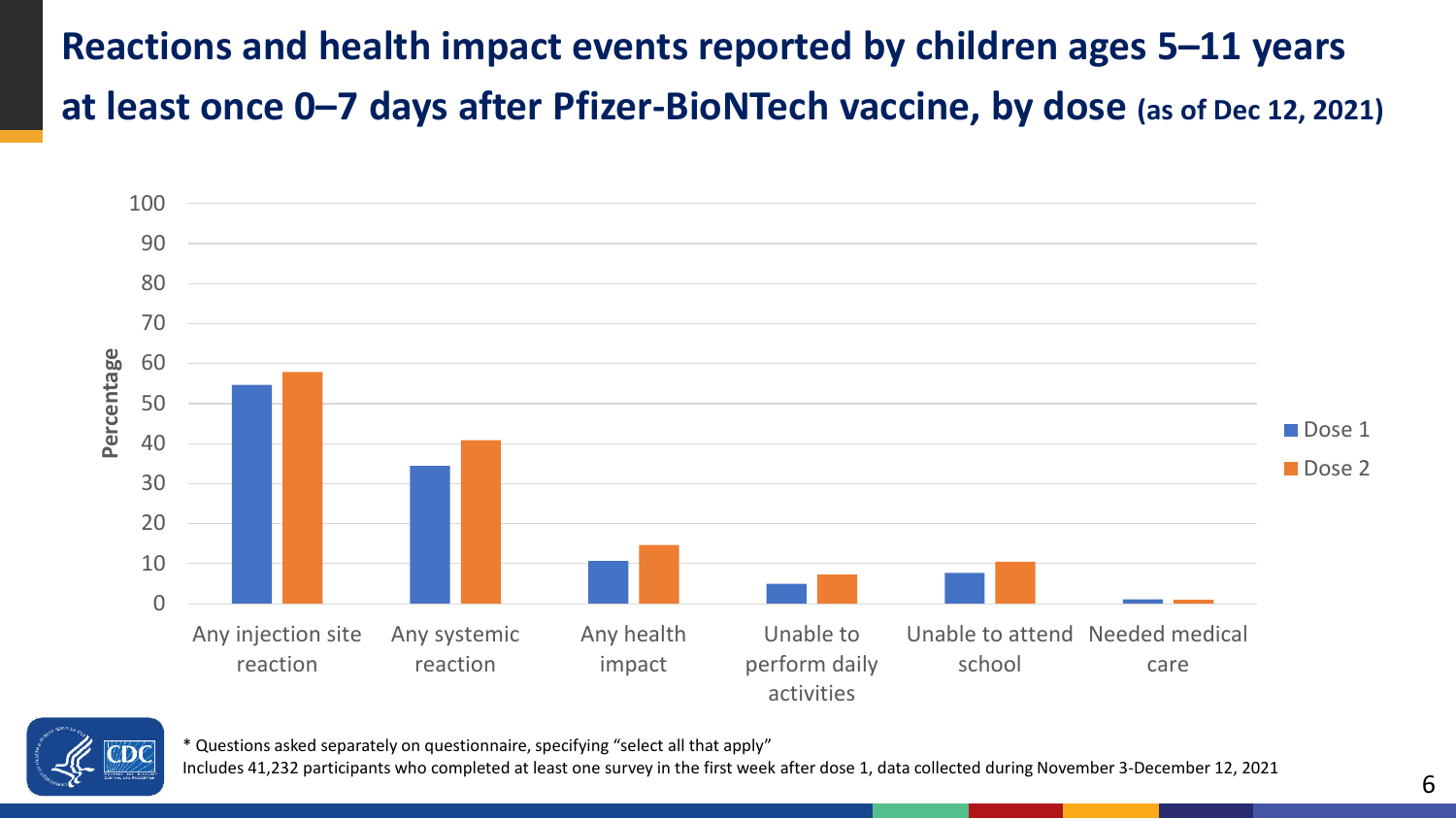# Reactions and health impact events reported by children ages 5–11 years at least once 0–7 days after Pfizer-BioNTech vaccine, by dose (as of Dec 12, 2021)

Percentage

| | Dose 1 | Dose 2 |
|---|---|---|
| Any injection site reaction | ~54.7 | ~57.9 |
| Any systemic reaction | ~34.5 | ~40.9 |
| Any health impact | ~10.8 | ~14.7 |
| Unable to perform daily activities | ~5.0 | ~7.3 |
| Unable to attend school | ~7.7 | ~10.5 |
| Needed medical care | ~1.1 | ~1.0 |

\* Questions asked separately on questionnaire, specifying "select all that apply"

Includes 41,232 participants who completed at least one survey in the first week after dose 1, data collected during November 3-December 12, 2021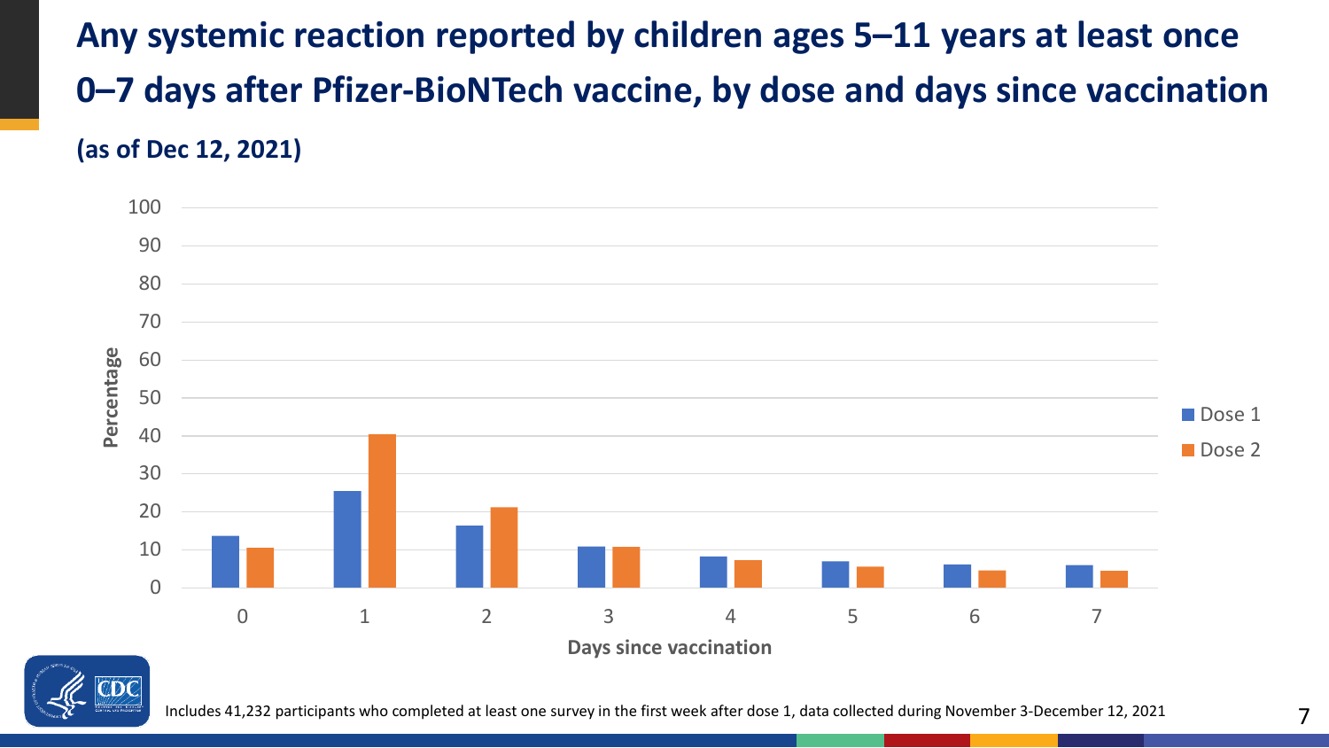# Any systemic reaction reported by children ages 5–11 years at least once 0–7 days after Pfizer-BioNTech vaccine, by dose and days since vaccination

**(as of Dec 12, 2021)**

Includes 41,232 participants who completed at least one survey in the first week after dose 1, data collected during November 3-December 12, 2021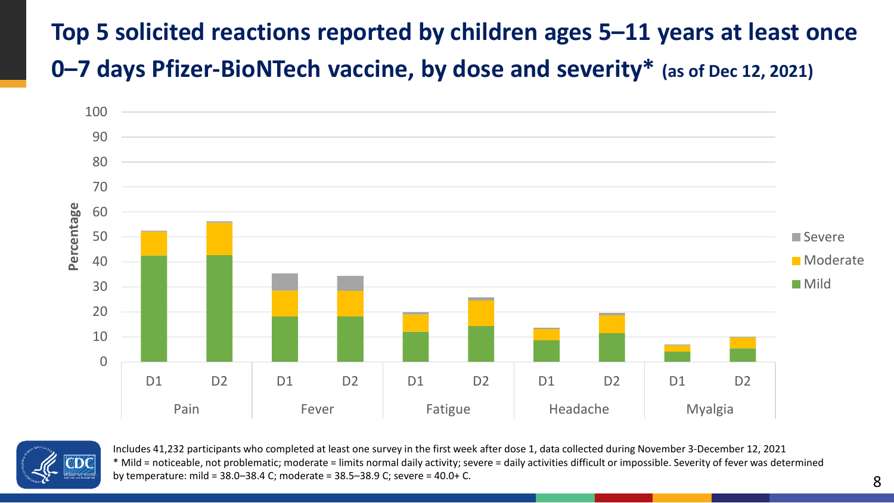# Top 5 solicited reactions reported by children ages 5–11 years at least once 0–7 days Pfizer-BioNTech vaccine, by dose and severity* (as of Dec 12, 2021)

Includes 41,232 participants who completed at least one survey in the first week after dose 1, data collected during November 3-December 12, 2021

* Mild = noticeable, not problematic; moderate = limits normal daily activity; severe = daily activities difficult or impossible. Severity of fever was determined by temperature: mild = 38.0–38.4 C; moderate = 38.5–38.9 C; severe = 40.0+ C.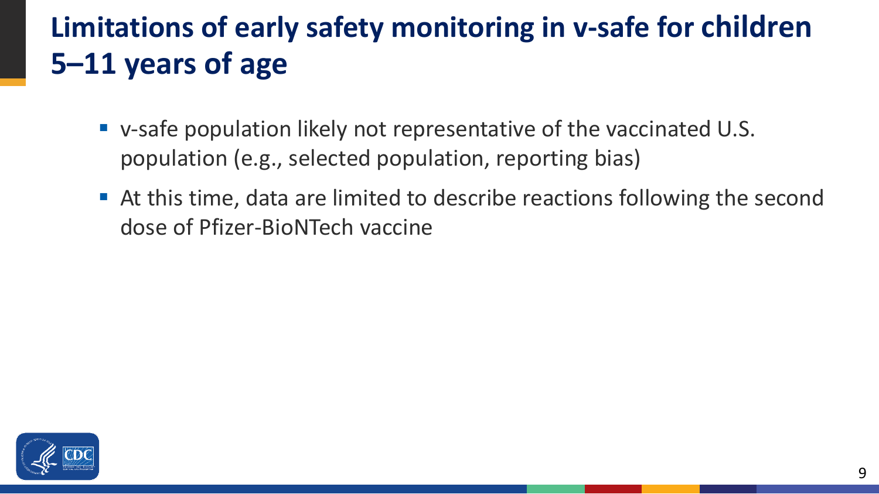# Limitations of early safety monitoring in v-safe for children 5–11 years of age

- v-safe population likely not representative of the vaccinated U.S. population (e.g., selected population, reporting bias)
- At this time, data are limited to describe reactions following the second dose of Pfizer-BioNTech vaccine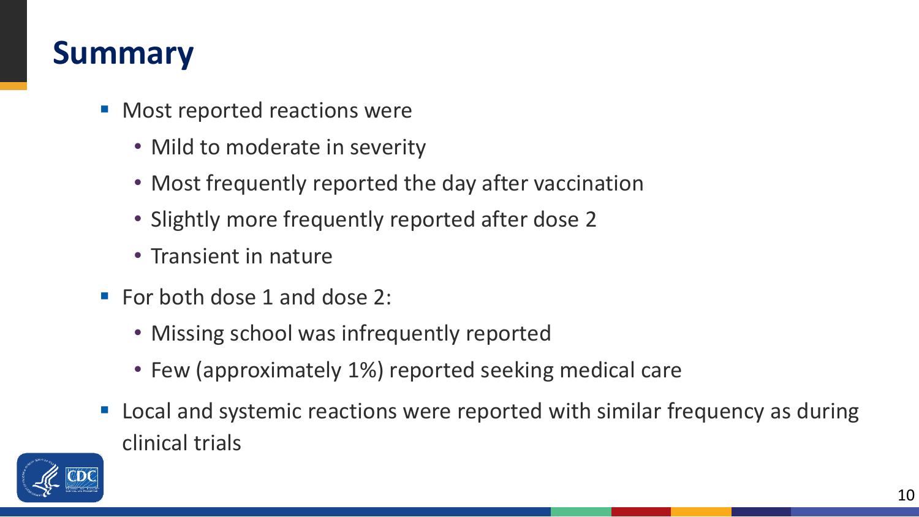# Summary

- Most reported reactions were
  - Mild to moderate in severity
  - Most frequently reported the day after vaccination
  - Slightly more frequently reported after dose 2
  - Transient in nature
- For both dose 1 and dose 2:
  - Missing school was infrequently reported
  - Few (approximately 1%) reported seeking medical care
- Local and systemic reactions were reported with similar frequency as during clinical trials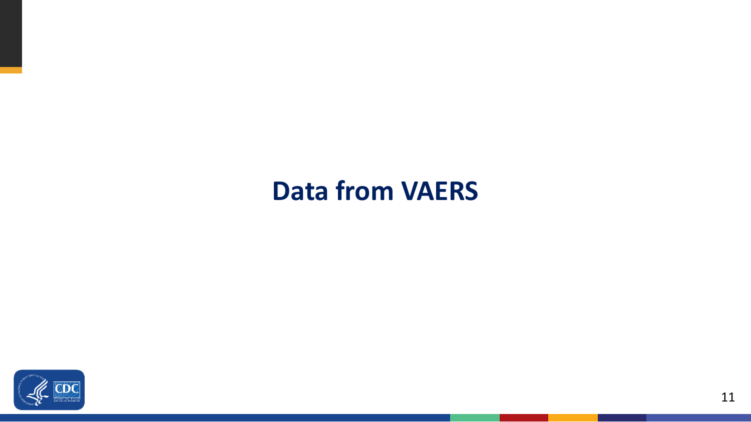# Data from VAERS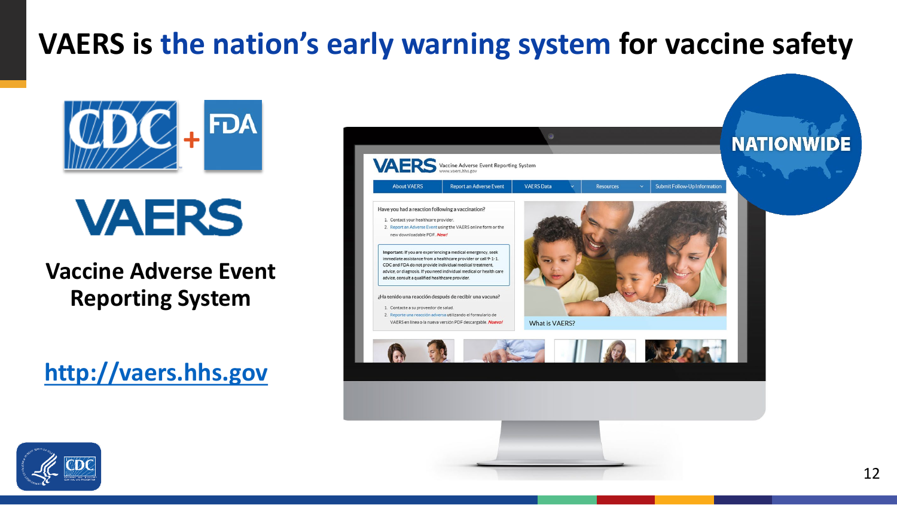# VAERS is the nation's early warning system for vaccine safety

CDC + FDA

VAERS

**Vaccine Adverse Event Reporting System**

http://vaers.hhs.gov

NATIONWIDE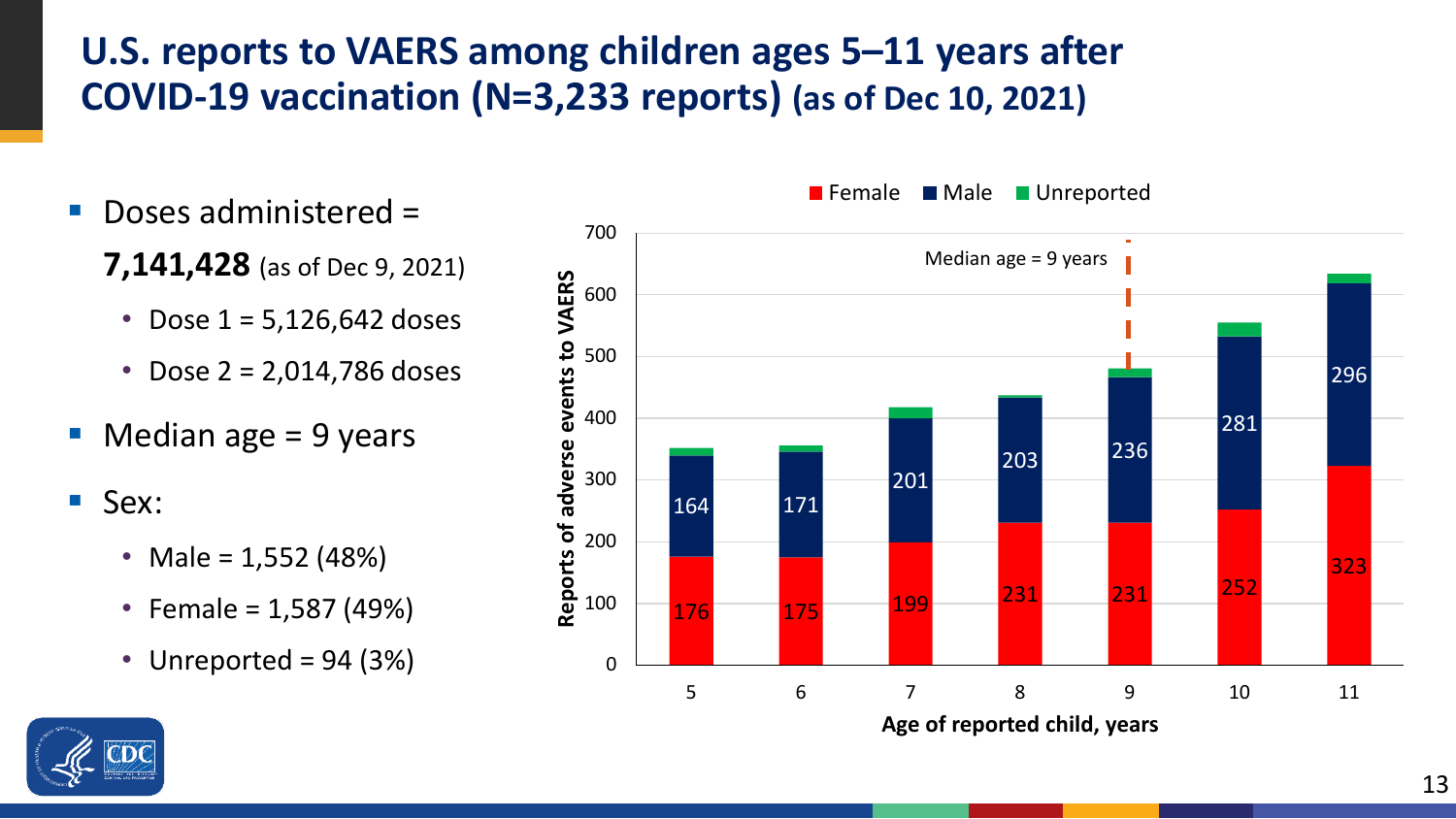# U.S. reports to VAERS among children ages 5–11 years after COVID-19 vaccination (N=3,233 reports) (as of Dec 10, 2021)

- Doses administered = **7,141,428** (as of Dec 9, 2021)
  - Dose 1 = 5,126,642 doses
  - Dose 2 = 2,014,786 doses
- Median age = 9 years
- Sex:
  - Male = 1,552 (48%)
  - Female = 1,587 (49%)
  - Unreported = 94 (3%)

Reports of adverse events to VAERS by age of reported child, years (Median age = 9 years)

| Age of reported child, years | Female | Male |
|---|---|---|
| 5 | 176 | 164 |
| 6 | 175 | 171 |
| 7 | 199 | 201 |
| 8 | 231 | 203 |
| 9 | 231 | 236 |
| 10 | 252 | 281 |
| 11 | 323 | 296 |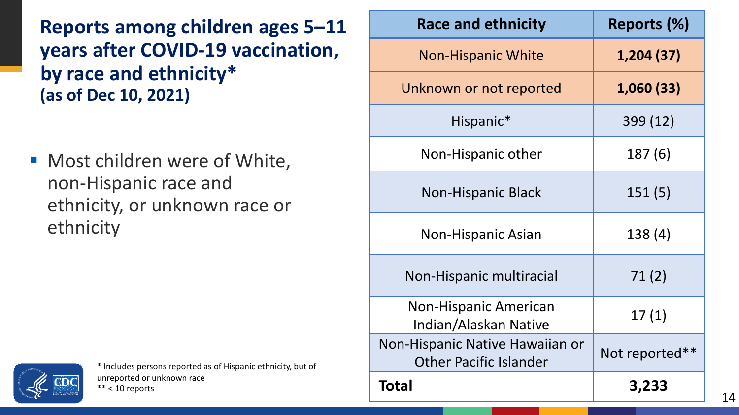## Reports among children ages 5–11 years after COVID-19 vaccination, by race and ethnicity*
**(as of Dec 10, 2021)**

- Most children were of White, non-Hispanic race and ethnicity, or unknown race or ethnicity

| Race and ethnicity | Reports (%) |
|---|---|
| Non-Hispanic White | **1,204 (37)** |
| Unknown or not reported | **1,060 (33)** |
| Hispanic* | 399 (12) |
| Non-Hispanic other | 187 (6) |
| Non-Hispanic Black | 151 (5) |
| Non-Hispanic Asian | 138 (4) |
| Non-Hispanic multiracial | 71 (2) |
| Non-Hispanic American Indian/Alaskan Native | 17 (1) |
| Non-Hispanic Native Hawaiian or Other Pacific Islander | Not reported** |
| **Total** | **3,233** |

* Includes persons reported as of Hispanic ethnicity, but of unreported or unknown race
** < 10 reports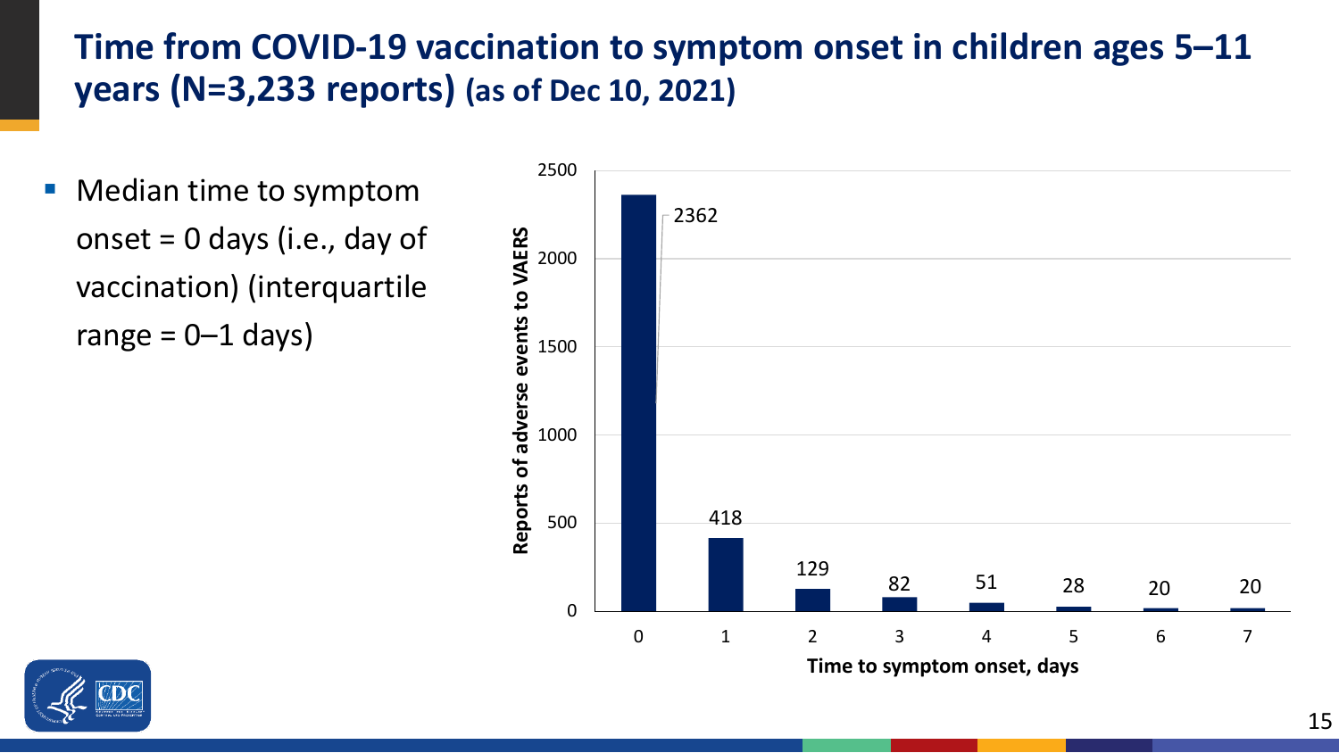# Time from COVID-19 vaccination to symptom onset in children ages 5–11 years (N=3,233 reports) (as of Dec 10, 2021)

- Median time to symptom onset = 0 days (i.e., day of vaccination) (interquartile range = 0–1 days)

| Time to symptom onset, days | Reports of adverse events to VAERS |
|---|---|
| 0 | 2362 |
| 1 | 418 |
| 2 | 129 |
| 3 | 82 |
| 4 | 51 |
| 5 | 28 |
| 6 | 20 |
| 7 | 20 |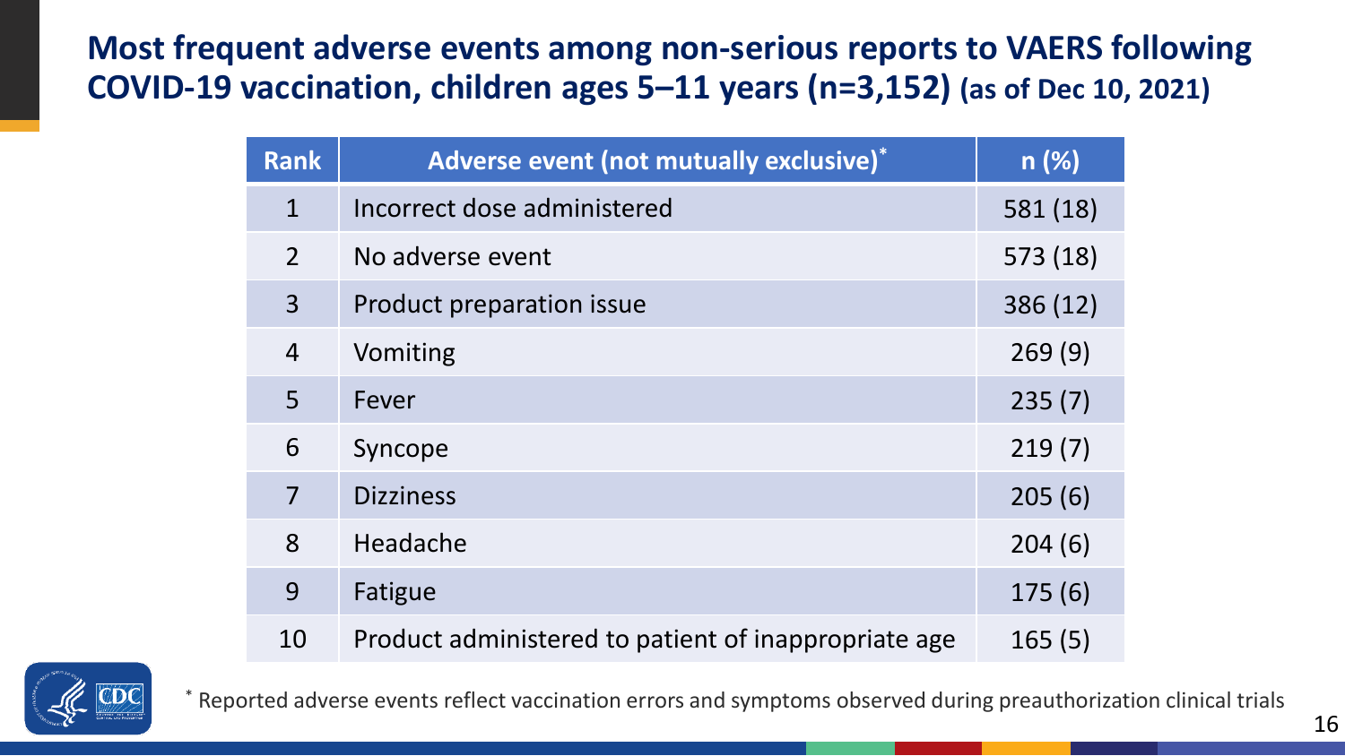# Most frequent adverse events among non-serious reports to VAERS following COVID-19 vaccination, children ages 5–11 years (n=3,152) (as of Dec 10, 2021)

| Rank | Adverse event (not mutually exclusive)* | n (%) |
|---|---|---|
| 1 | Incorrect dose administered | 581 (18) |
| 2 | No adverse event | 573 (18) |
| 3 | Product preparation issue | 386 (12) |
| 4 | Vomiting | 269 (9) |
| 5 | Fever | 235 (7) |
| 6 | Syncope | 219 (7) |
| 7 | Dizziness | 205 (6) |
| 8 | Headache | 204 (6) |
| 9 | Fatigue | 175 (6) |
| 10 | Product administered to patient of inappropriate age | 165 (5) |

* Reported adverse events reflect vaccination errors and symptoms observed during preauthorization clinical trials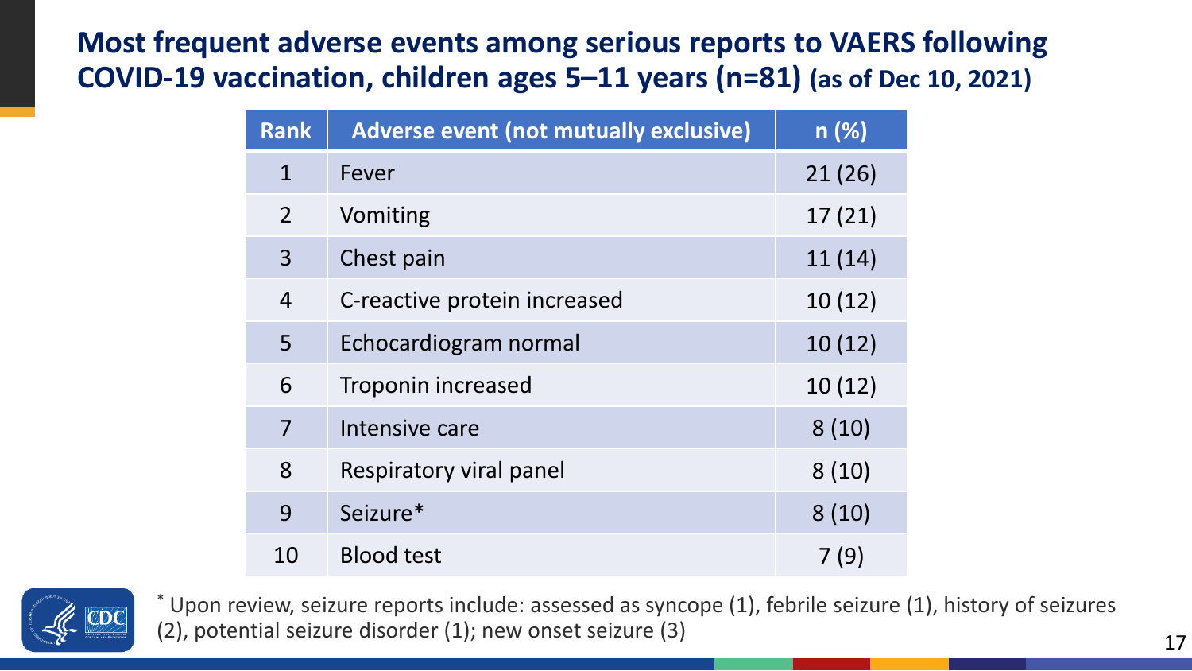## Most frequent adverse events among serious reports to VAERS following COVID-19 vaccination, children ages 5–11 years (n=81) (as of Dec 10, 2021)

| Rank | Adverse event (not mutually exclusive) | n (%) |
|---|---|---|
| 1 | Fever | 21 (26) |
| 2 | Vomiting | 17 (21) |
| 3 | Chest pain | 11 (14) |
| 4 | C-reactive protein increased | 10 (12) |
| 5 | Echocardiogram normal | 10 (12) |
| 6 | Troponin increased | 10 (12) |
| 7 | Intensive care | 8 (10) |
| 8 | Respiratory viral panel | 8 (10) |
| 9 | Seizure* | 8 (10) |
| 10 | Blood test | 7 (9) |

* Upon review, seizure reports include: assessed as syncope (1), febrile seizure (1), history of seizures (2), potential seizure disorder (1); new onset seizure (3)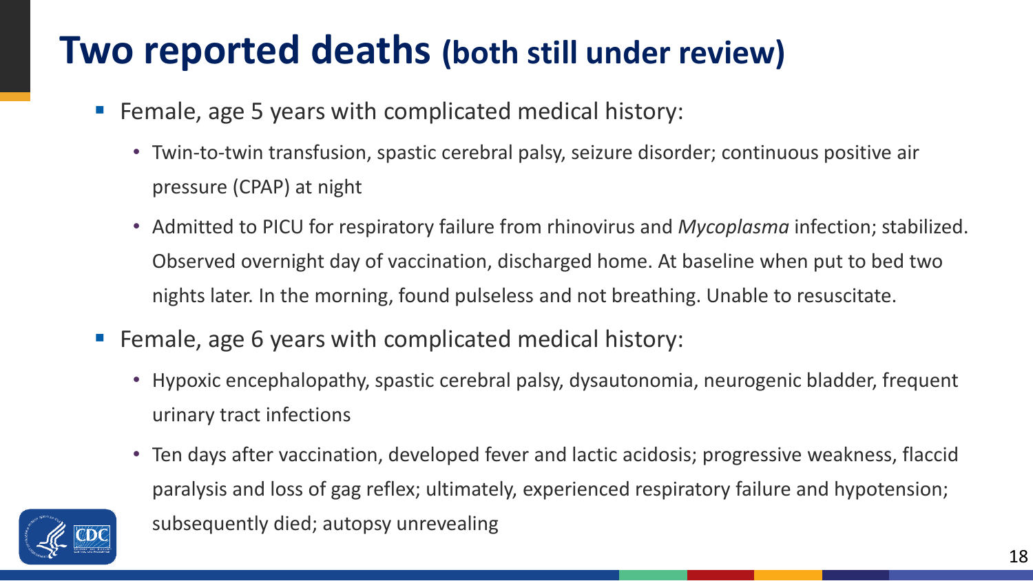# Two reported deaths (both still under review)

- Female, age 5 years with complicated medical history:
  - Twin-to-twin transfusion, spastic cerebral palsy, seizure disorder; continuous positive air pressure (CPAP) at night
  - Admitted to PICU for respiratory failure from rhinovirus and *Mycoplasma* infection; stabilized. Observed overnight day of vaccination, discharged home. At baseline when put to bed two nights later. In the morning, found pulseless and not breathing. Unable to resuscitate.
- Female, age 6 years with complicated medical history:
  - Hypoxic encephalopathy, spastic cerebral palsy, dysautonomia, neurogenic bladder, frequent urinary tract infections
  - Ten days after vaccination, developed fever and lactic acidosis; progressive weakness, flaccid paralysis and loss of gag reflex; ultimately, experienced respiratory failure and hypotension; subsequently died; autopsy unrevealing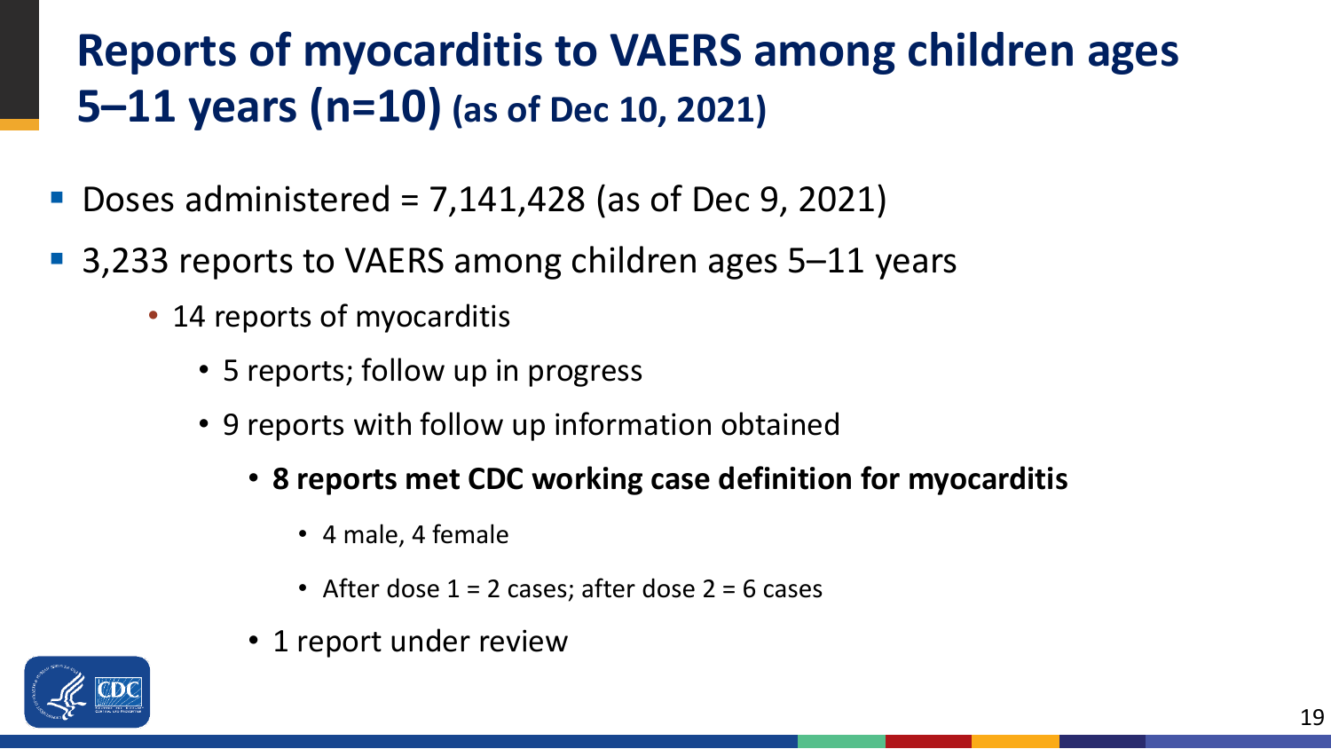# Reports of myocarditis to VAERS among children ages 5–11 years (n=10) (as of Dec 10, 2021)

- Doses administered = 7,141,428 (as of Dec 9, 2021)
- 3,233 reports to VAERS among children ages 5–11 years
  - 14 reports of myocarditis
    - 5 reports; follow up in progress
    - 9 reports with follow up information obtained
      - **8 reports met CDC working case definition for myocarditis**
        - 4 male, 4 female
        - After dose 1 = 2 cases; after dose 2 = 6 cases
      - 1 report under review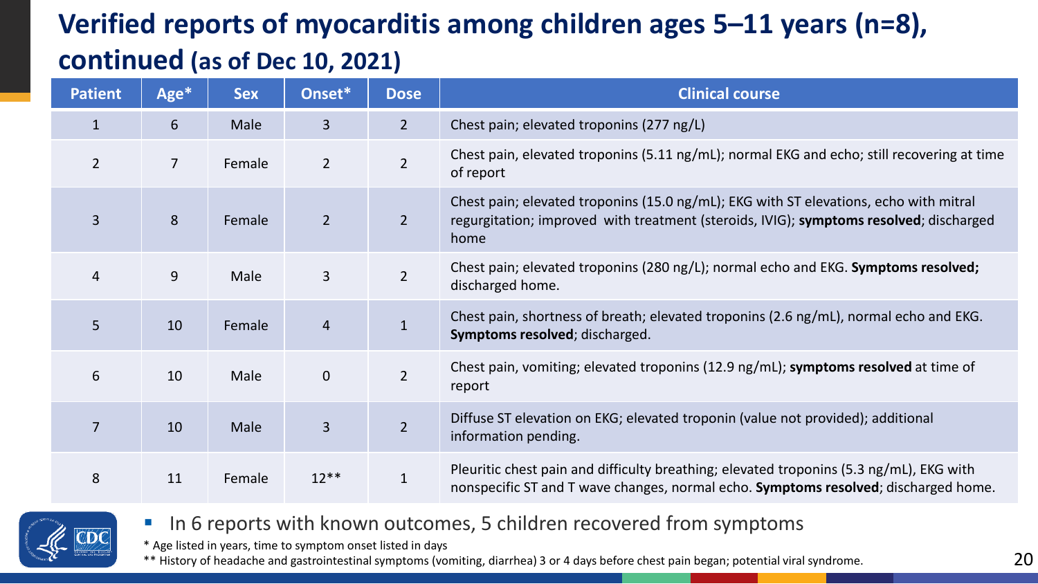# Verified reports of myocarditis among children ages 5–11 years (n=8), continued (as of Dec 10, 2021)

| Patient | Age* | Sex | Onset* | Dose | Clinical course |
|---|---|---|---|---|---|
| 1 | 6 | Male | 3 | 2 | Chest pain; elevated troponins (277 ng/L) |
| 2 | 7 | Female | 2 | 2 | Chest pain, elevated troponins (5.11 ng/mL); normal EKG and echo; still recovering at time of report |
| 3 | 8 | Female | 2 | 2 | Chest pain; elevated troponins (15.0 ng/mL); EKG with ST elevations, echo with mitral regurgitation; improved with treatment (steroids, IVIG); **symptoms resolved**; discharged home |
| 4 | 9 | Male | 3 | 2 | Chest pain; elevated troponins (280 ng/L); normal echo and EKG. **Symptoms resolved;** discharged home. |
| 5 | 10 | Female | 4 | 1 | Chest pain, shortness of breath; elevated troponins (2.6 ng/mL), normal echo and EKG. **Symptoms resolved**; discharged. |
| 6 | 10 | Male | 0 | 2 | Chest pain, vomiting; elevated troponins (12.9 ng/mL); **symptoms resolved** at time of report |
| 7 | 10 | Male | 3 | 2 | Diffuse ST elevation on EKG; elevated troponin (value not provided); additional information pending. |
| 8 | 11 | Female | 12** | 1 | Pleuritic chest pain and difficulty breathing; elevated troponins (5.3 ng/mL), EKG with nonspecific ST and T wave changes, normal echo. **Symptoms resolved**; discharged home. |

- In 6 reports with known outcomes, 5 children recovered from symptoms

\* Age listed in years, time to symptom onset listed in days

\*\* History of headache and gastrointestinal symptoms (vomiting, diarrhea) 3 or 4 days before chest pain began; potential viral syndrome.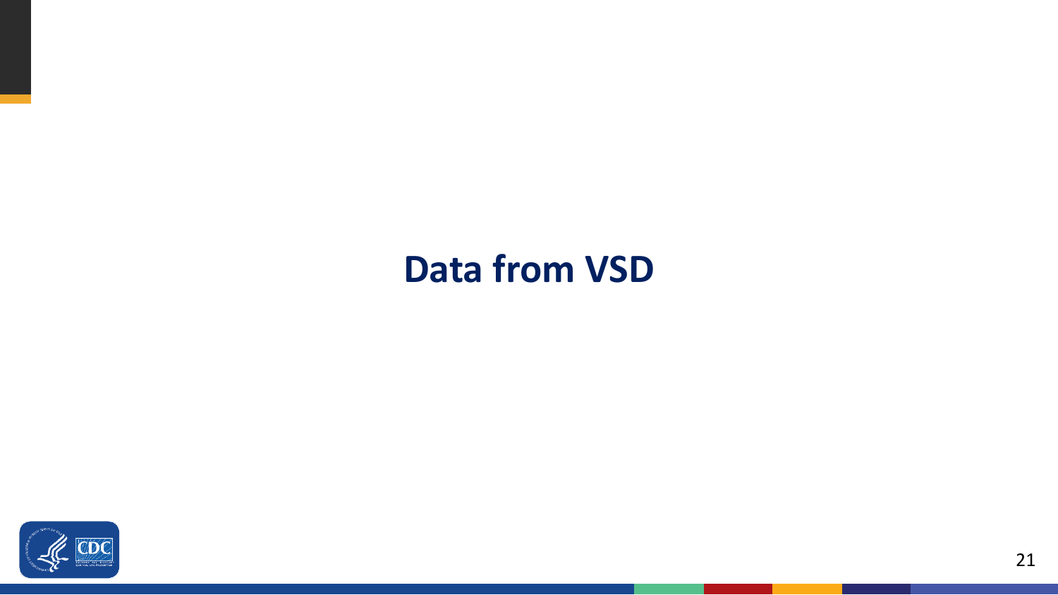# Data from VSD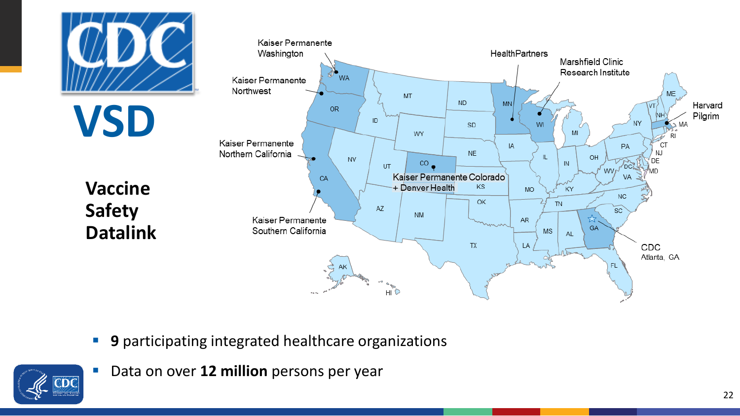# VSD

**Vaccine Safety Datalink**

Kaiser Permanente Washington

Kaiser Permanente Northwest

Kaiser Permanente Northern California

Kaiser Permanente Southern California

Kaiser Permanente Colorado + Denver Health

HealthPartners

Marshfield Clinic Research Institute

Harvard Pilgrim

CDC Atlanta, GA

- **9** participating integrated healthcare organizations
- Data on over **12 million** persons per year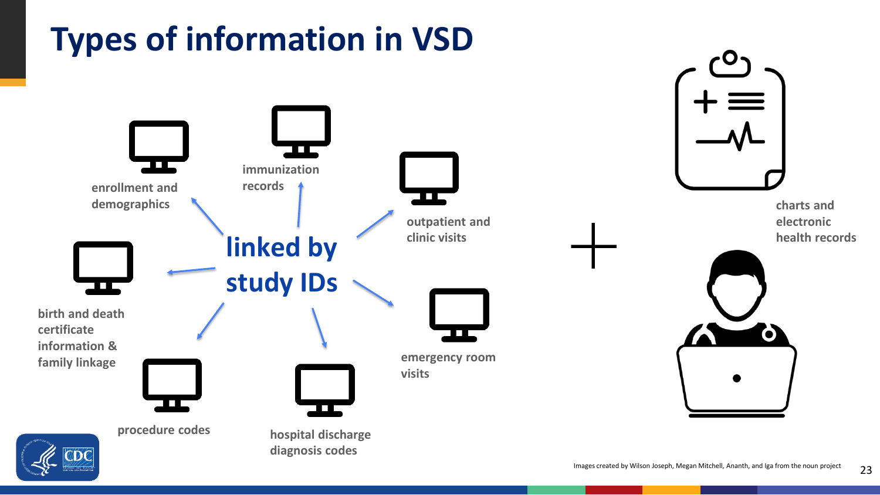# Types of information in VSD

**linked by study IDs**

- enrollment and demographics
- immunization records
- outpatient and clinic visits
- emergency room visits
- hospital discharge diagnosis codes
- procedure codes
- birth and death certificate information & family linkage

+

- charts and electronic health records

Images created by Wilson Joseph, Megan Mitchell, Ananth, and Iga from the noun project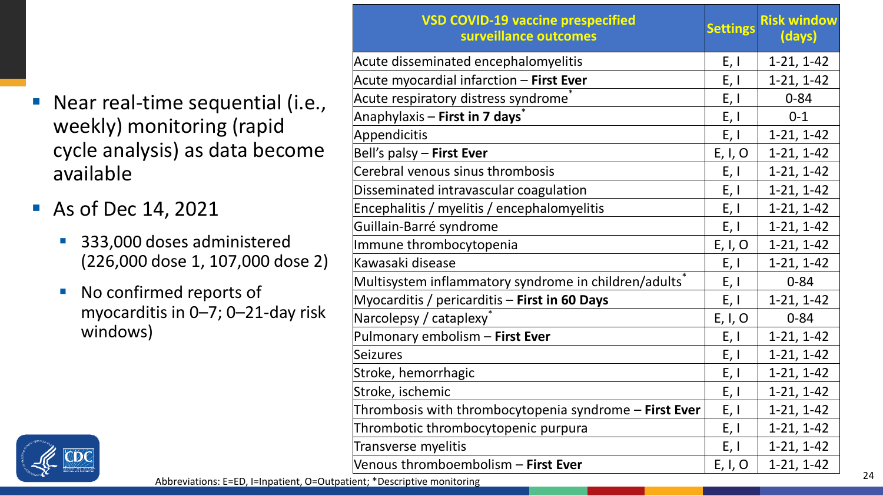- Near real-time sequential (i.e., weekly) monitoring (rapid cycle analysis) as data become available
- As of Dec 14, 2021
  - 333,000 doses administered (226,000 dose 1, 107,000 dose 2)
  - No confirmed reports of myocarditis in 0–7; 0–21-day risk windows)

| VSD COVID-19 vaccine prespecified surveillance outcomes | Settings | Risk window (days) |
|---|---|---|
| Acute disseminated encephalomyelitis | E, I | 1-21, 1-42 |
| Acute myocardial infarction – **First Ever** | E, I | 1-21, 1-42 |
| Acute respiratory distress syndrome* | E, I | 0-84 |
| Anaphylaxis – **First in 7 days*** | E, I | 0-1 |
| Appendicitis | E, I | 1-21, 1-42 |
| Bell's palsy – **First Ever** | E, I, O | 1-21, 1-42 |
| Cerebral venous sinus thrombosis | E, I | 1-21, 1-42 |
| Disseminated intravascular coagulation | E, I | 1-21, 1-42 |
| Encephalitis / myelitis / encephalomyelitis | E, I | 1-21, 1-42 |
| Guillain-Barré syndrome | E, I | 1-21, 1-42 |
| Immune thrombocytopenia | E, I, O | 1-21, 1-42 |
| Kawasaki disease | E, I | 1-21, 1-42 |
| Multisystem inflammatory syndrome in children/adults* | E, I | 0-84 |
| Myocarditis / pericarditis – **First in 60 Days** | E, I | 1-21, 1-42 |
| Narcolepsy / cataplexy* | E, I, O | 0-84 |
| Pulmonary embolism – **First Ever** | E, I | 1-21, 1-42 |
| Seizures | E, I | 1-21, 1-42 |
| Stroke, hemorrhagic | E, I | 1-21, 1-42 |
| Stroke, ischemic | E, I | 1-21, 1-42 |
| Thrombosis with thrombocytopenia syndrome – **First Ever** | E, I | 1-21, 1-42 |
| Thrombotic thrombocytopenic purpura | E, I | 1-21, 1-42 |
| Transverse myelitis | E, I | 1-21, 1-42 |
| Venous thromboembolism – **First Ever** | E, I, O | 1-21, 1-42 |

Abbreviations: E=ED, I=Inpatient, O=Outpatient; *Descriptive monitoring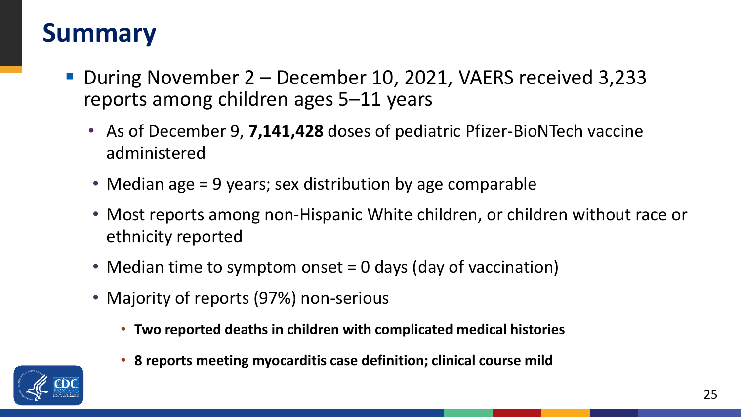# Summary

- During November 2 – December 10, 2021, VAERS received 3,233 reports among children ages 5–11 years
  - As of December 9, **7,141,428** doses of pediatric Pfizer-BioNTech vaccine administered
  - Median age = 9 years; sex distribution by age comparable
  - Most reports among non-Hispanic White children, or children without race or ethnicity reported
  - Median time to symptom onset = 0 days (day of vaccination)
  - Majority of reports (97%) non-serious
    - **Two reported deaths in children with complicated medical histories**
    - **8 reports meeting myocarditis case definition; clinical course mild**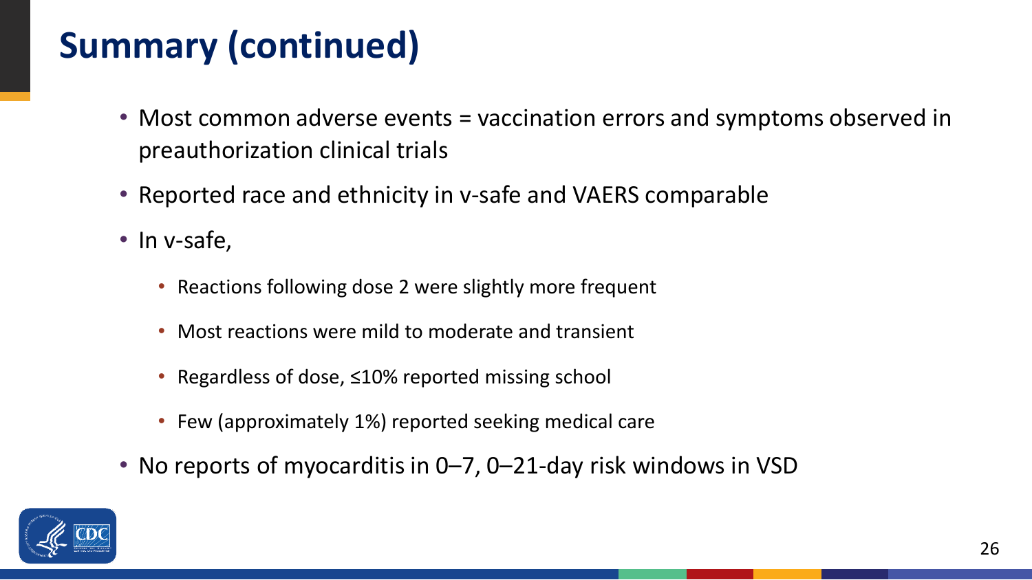# Summary (continued)

- Most common adverse events = vaccination errors and symptoms observed in preauthorization clinical trials
- Reported race and ethnicity in v-safe and VAERS comparable
- In v-safe,
  - Reactions following dose 2 were slightly more frequent
  - Most reactions were mild to moderate and transient
  - Regardless of dose, ≤10% reported missing school
  - Few (approximately 1%) reported seeking medical care
- No reports of myocarditis in 0–7, 0–21-day risk windows in VSD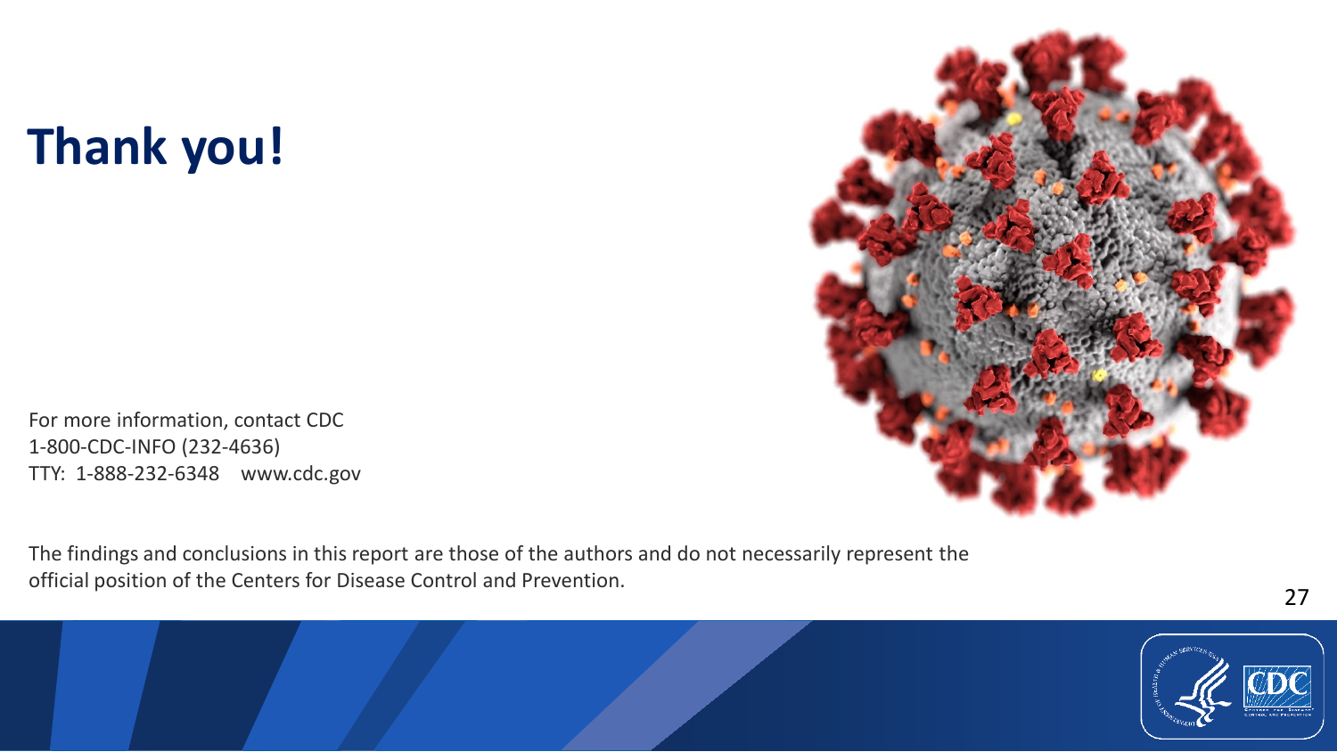# Thank you!

For more information, contact CDC
1-800-CDC-INFO (232-4636)
TTY: 1-888-232-6348 www.cdc.gov

The findings and conclusions in this report are those of the authors and do not necessarily represent the official position of the Centers for Disease Control and Prevention.